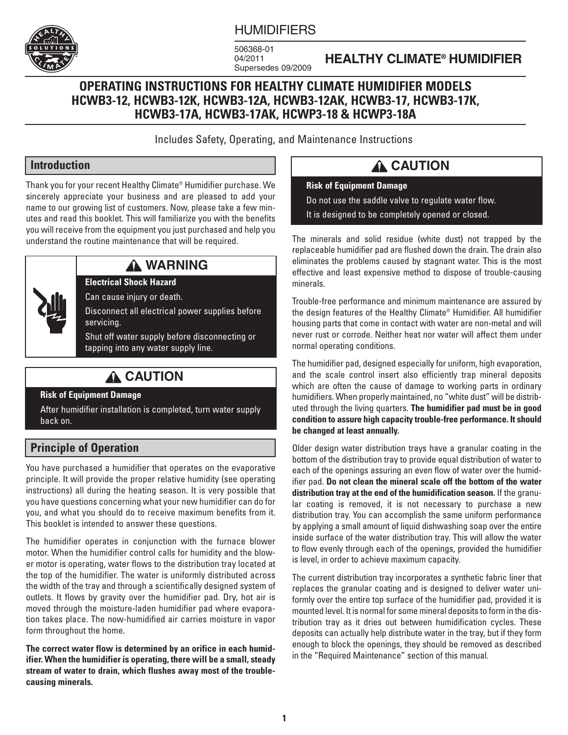# HUMIDIFIERS

506368-01
04/2011
Supersedes 09/2009

**HEALTHY CLIMATE® HUMIDIFIER**

## OPERATING INSTRUCTIONS FOR HEALTHY CLIMATE HUMIDIFIER MODELS HCWB3-12, HCWB3-12K, HCWB3-12A, HCWB3-12AK, HCWB3-17, HCWB3-17K, HCWB3-17A, HCWB3-17AK, HCWP3-18 & HCWP3-18A

Includes Safety, Operating, and Maintenance Instructions

## Introduction

Thank you for your recent Healthy Climate® Humidifier purchase. We sincerely appreciate your business and are pleased to add your name to our growing list of customers. Now, please take a few minutes and read this booklet. This will familiarize you with the benefits you will receive from the equipment you just purchased and help you understand the routine maintenance that will be required.

> **⚠ WARNING**
>
> **Electrical Shock Hazard**
>
> Can cause injury or death.
>
> Disconnect all electrical power supplies before servicing.
>
> Shut off water supply before disconnecting or tapping into any water supply line.

> **⚠ CAUTION**
>
> **Risk of Equipment Damage**
>
> After humidifier installation is completed, turn water supply back on.

## Principle of Operation

You have purchased a humidifier that operates on the evaporative principle. It will provide the proper relative humidity (see operating instructions) all during the heating season. It is very possible that you have questions concerning what your new humidifier can do for you, and what you should do to receive maximum benefits from it. This booklet is intended to answer these questions.

The humidifier operates in conjunction with the furnace blower motor. When the humidifier control calls for humidity and the blower motor is operating, water flows to the distribution tray located at the top of the humidifier. The water is uniformly distributed across the width of the tray and through a scientifically designed system of outlets. It flows by gravity over the humidifier pad. Dry, hot air is moved through the moisture-laden humidifier pad where evaporation takes place. The now-humidified air carries moisture in vapor form throughout the home.

**The correct water flow is determined by an orifice in each humidifier. When the humidifier is operating, there will be a small, steady stream of water to drain, which flushes away most of the trouble-causing minerals.**

> **⚠ CAUTION**
>
> **Risk of Equipment Damage**
>
> Do not use the saddle valve to regulate water flow.
>
> It is designed to be completely opened or closed.

The minerals and solid residue (white dust) not trapped by the replaceable humidifier pad are flushed down the drain. The drain also eliminates the problems caused by stagnant water. This is the most effective and least expensive method to dispose of trouble-causing minerals.

Trouble-free performance and minimum maintenance are assured by the design features of the Healthy Climate® Humidifier. All humidifier housing parts that come in contact with water are non-metal and will never rust or corrode. Neither heat nor water will affect them under normal operating conditions.

The humidifier pad, designed especially for uniform, high evaporation, and the scale control insert also efficiently trap mineral deposits which are often the cause of damage to working parts in ordinary humidifiers. When properly maintained, no "white dust" will be distributed through the living quarters. **The humidifier pad must be in good condition to assure high capacity trouble-free performance. It should be changed at least annually.**

Older design water distribution trays have a granular coating in the bottom of the distribution tray to provide equal distribution of water to each of the openings assuring an even flow of water over the humidifier pad. **Do not clean the mineral scale off the bottom of the water distribution tray at the end of the humidification season.** If the granular coating is removed, it is not necessary to purchase a new distribution tray. You can accomplish the same uniform performance by applying a small amount of liquid dishwashing soap over the entire inside surface of the water distribution tray. This will allow the water to flow evenly through each of the openings, provided the humidifier is level, in order to achieve maximum capacity.

The current distribution tray incorporates a synthetic fabric liner that replaces the granular coating and is designed to deliver water uniformly over the entire top surface of the humidifier pad, provided it is mounted level. It is normal for some mineral deposits to form in the distribution tray as it dries out between humidification cycles. These deposits can actually help distribute water in the tray, but if they form enough to block the openings, they should be removed as described in the "Required Maintenance" section of this manual.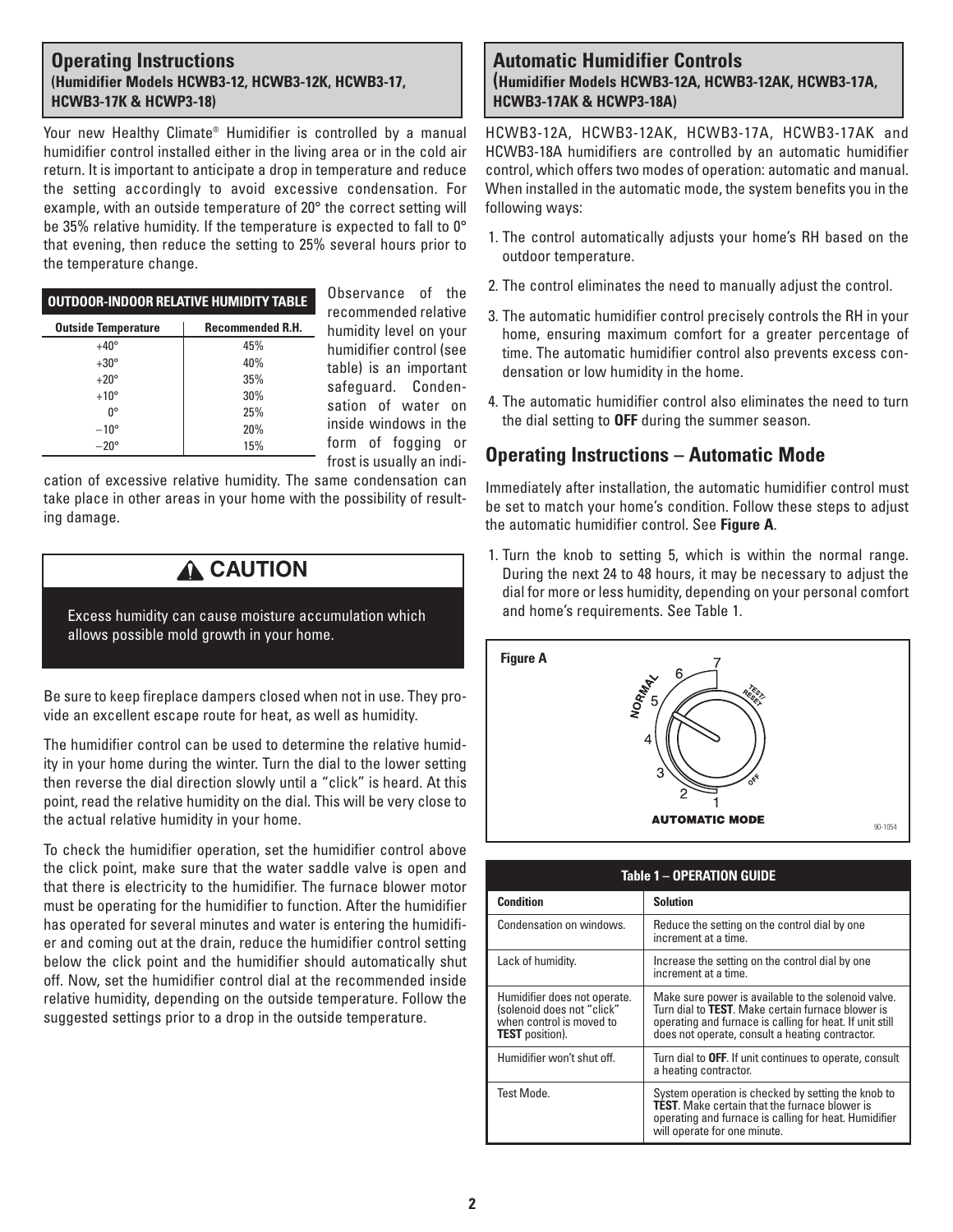## Operating Instructions
**(Humidifier Models HCWB3-12, HCWB3-12K, HCWB3-17, HCWB3-17K & HCWP3-18)**

Your new Healthy Climate® Humidifier is controlled by a manual humidifier control installed either in the living area or in the cold air return. It is important to anticipate a drop in temperature and reduce the setting accordingly to avoid excessive condensation. For example, with an outside temperature of 20° the correct setting will be 35% relative humidity. If the temperature is expected to fall to 0° that evening, then reduce the setting to 25% several hours prior to the temperature change.

**OUTDOOR-INDOOR RELATIVE HUMIDITY TABLE**

| Outside Temperature | Recommended R.H. |
|---|---|
| +40° | 45% |
| +30° | 40% |
| +20° | 35% |
| +10° | 30% |
| 0° | 25% |
| −10° | 20% |
| −20° | 15% |

Observance of the recommended relative humidity level on your humidifier control (see table) is an important safeguard. Condensation of water on inside windows in the form of fogging or frost is usually an indication of excessive relative humidity. The same condensation can take place in other areas in your home with the possibility of resulting damage.

**⚠ CAUTION**

Excess humidity can cause moisture accumulation which allows possible mold growth in your home.

Be sure to keep fireplace dampers closed when not in use. They provide an excellent escape route for heat, as well as humidity.

The humidifier control can be used to determine the relative humidity in your home during the winter. Turn the dial to the lower setting then reverse the dial direction slowly until a "click" is heard. At this point, read the relative humidity on the dial. This will be very close to the actual relative humidity in your home.

To check the humidifier operation, set the humidifier control above the click point, make sure that the water saddle valve is open and that there is electricity to the humidifier. The furnace blower motor must be operating for the humidifier to function. After the humidifier has operated for several minutes and water is entering the humidifier and coming out at the drain, reduce the humidifier control setting below the click point and the humidifier should automatically shut off. Now, set the humidifier control dial at the recommended inside relative humidity, depending on the outside temperature. Follow the suggested settings prior to a drop in the outside temperature.

## Automatic Humidifier Controls
**(Humidifier Models HCWB3-12A, HCWB3-12AK, HCWB3-17A, HCWB3-17AK & HCWP3-18A)**

HCWB3-12A, HCWB3-12AK, HCWB3-17A, HCWB3-17AK and HCWB3-18A humidifiers are controlled by an automatic humidifier control, which offers two modes of operation: automatic and manual. When installed in the automatic mode, the system benefits you in the following ways:

1. The control automatically adjusts your home's RH based on the outdoor temperature.
2. The control eliminates the need to manually adjust the control.
3. The automatic humidifier control precisely controls the RH in your home, ensuring maximum comfort for a greater percentage of time. The automatic humidifier control also prevents excess condensation or low humidity in the home.
4. The automatic humidifier control also eliminates the need to turn the dial setting to **OFF** during the summer season.

## Operating Instructions – Automatic Mode

Immediately after installation, the automatic humidifier control must be set to match your home's condition. Follow these steps to adjust the automatic humidifier control. See **Figure A**.

1. Turn the knob to setting 5, which is within the normal range. During the next 24 to 48 hours, it may be necessary to adjust the dial for more or less humidity, depending on your personal comfort and home's requirements. See Table 1.

**Figure A**

NORMAL 7 6 5 4 3 2 1 TEST/RESET OFF

**AUTOMATIC MODE**

90-1054

**Table 1 – OPERATION GUIDE**

| Condition | Solution |
|---|---|
| Condensation on windows. | Reduce the setting on the control dial by one increment at a time. |
| Lack of humidity. | Increase the setting on the control dial by one increment at a time. |
| Humidifier does not operate. (solenoid does not "click" when control is moved to **TEST** position). | Make sure power is available to the solenoid valve. Turn dial to **TEST**. Make certain furnace blower is operating and furnace is calling for heat. If unit still does not operate, consult a heating contractor. |
| Humidifier won't shut off. | Turn dial to **OFF**. If unit continues to operate, consult a heating contractor. |
| Test Mode. | System operation is checked by setting the knob to **TEST**. Make certain that the furnace blower is operating and furnace is calling for heat. Humidifier will operate for one minute. |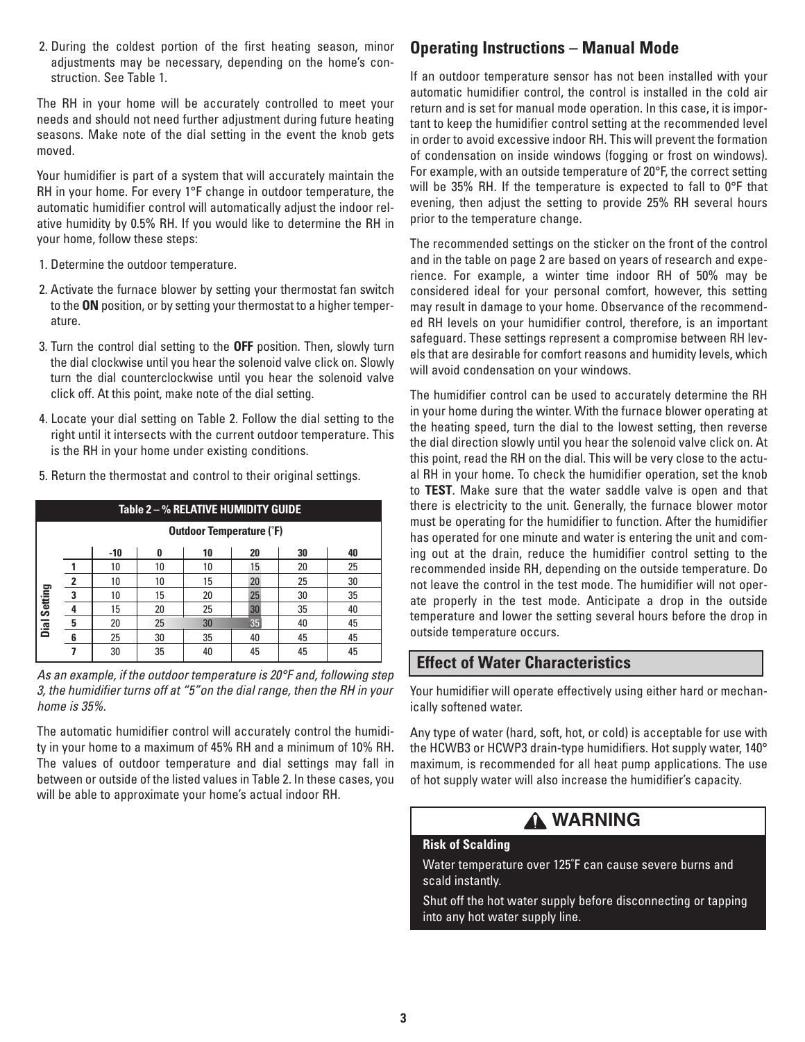2. During the coldest portion of the first heating season, minor adjustments may be necessary, depending on the home's construction. See Table 1.

The RH in your home will be accurately controlled to meet your needs and should not need further adjustment during future heating seasons. Make note of the dial setting in the event the knob gets moved.

Your humidifier is part of a system that will accurately maintain the RH in your home. For every 1°F change in outdoor temperature, the automatic humidifier control will automatically adjust the indoor relative humidity by 0.5% RH. If you would like to determine the RH in your home, follow these steps:

1. Determine the outdoor temperature.
2. Activate the furnace blower by setting your thermostat fan switch to the **ON** position, or by setting your thermostat to a higher temperature.
3. Turn the control dial setting to the **OFF** position. Then, slowly turn the dial clockwise until you hear the solenoid valve click on. Slowly turn the dial counterclockwise until you hear the solenoid valve click off. At this point, make note of the dial setting.
4. Locate your dial setting on Table 2. Follow the dial setting to the right until it intersects with the current outdoor temperature. This is the RH in your home under existing conditions.
5. Return the thermostat and control to their original settings.

**Table 2 – % RELATIVE HUMIDITY GUIDE**

| | | Outdoor Temperature (°F) | | | | | |
|---|---|---|---|---|---|---|---|
| | | -10 | 0 | 10 | 20 | 30 | 40 |
| Dial Setting | 1 | 10 | 10 | 10 | 15 | 20 | 25 |
| | 2 | 10 | 10 | 15 | 20 | 25 | 30 |
| | 3 | 10 | 15 | 20 | 25 | 30 | 35 |
| | 4 | 15 | 20 | 25 | 30 | 35 | 40 |
| | 5 | 20 | 25 | 30 | 35 | 40 | 45 |
| | 6 | 25 | 30 | 35 | 40 | 45 | 45 |
| | 7 | 30 | 35 | 40 | 45 | 45 | 45 |

*As an example, if the outdoor temperature is 20°F and, following step 3, the humidifier turns off at "5" on the dial range, then the RH in your home is 35%.*

The automatic humidifier control will accurately control the humidity in your home to a maximum of 45% RH and a minimum of 10% RH. The values of outdoor temperature and dial settings may fall in between or outside of the listed values in Table 2. In these cases, you will be able to approximate your home's actual indoor RH.

## Operating Instructions – Manual Mode

If an outdoor temperature sensor has not been installed with your automatic humidifier control, the control is installed in the cold air return and is set for manual mode operation. In this case, it is important to keep the humidifier control setting at the recommended level in order to avoid excessive indoor RH. This will prevent the formation of condensation on inside windows (fogging or frost on windows). For example, with an outside temperature of 20°F, the correct setting will be 35% RH. If the temperature is expected to fall to 0°F that evening, then adjust the setting to provide 25% RH several hours prior to the temperature change.

The recommended settings on the sticker on the front of the control and in the table on page 2 are based on years of research and experience. For example, a winter time indoor RH of 50% may be considered ideal for your personal comfort, however, this setting may result in damage to your home. Observance of the recommended RH levels on your humidifier control, therefore, is an important safeguard. These settings represent a compromise between RH levels that are desirable for comfort reasons and humidity levels, which will avoid condensation on your windows.

The humidifier control can be used to accurately determine the RH in your home during the winter. With the furnace blower operating at the heating speed, turn the dial to the lowest setting, then reverse the dial direction slowly until you hear the solenoid valve click on. At this point, read the RH on the dial. This will be very close to the actual RH in your home. To check the humidifier operation, set the knob to **TEST**. Make sure that the water saddle valve is open and that there is electricity to the unit. Generally, the furnace blower motor must be operating for the humidifier to function. After the humidifier has operated for one minute and water is entering the unit and coming out at the drain, reduce the humidifier control setting to the recommended inside RH, depending on the outside temperature. Do not leave the control in the test mode. The humidifier will not operate properly in the test mode. Anticipate a drop in the outside temperature and lower the setting several hours before the drop in outside temperature occurs.

## Effect of Water Characteristics

Your humidifier will operate effectively using either hard or mechanically softened water.

Any type of water (hard, soft, hot, or cold) is acceptable for use with the HCWB3 or HCWP3 drain-type humidifiers. Hot supply water, 140° maximum, is recommended for all heat pump applications. The use of hot supply water will also increase the humidifier's capacity.

### ⚠ WARNING

**Risk of Scalding**

Water temperature over 125°F can cause severe burns and scald instantly.

Shut off the hot water supply before disconnecting or tapping into any hot water supply line.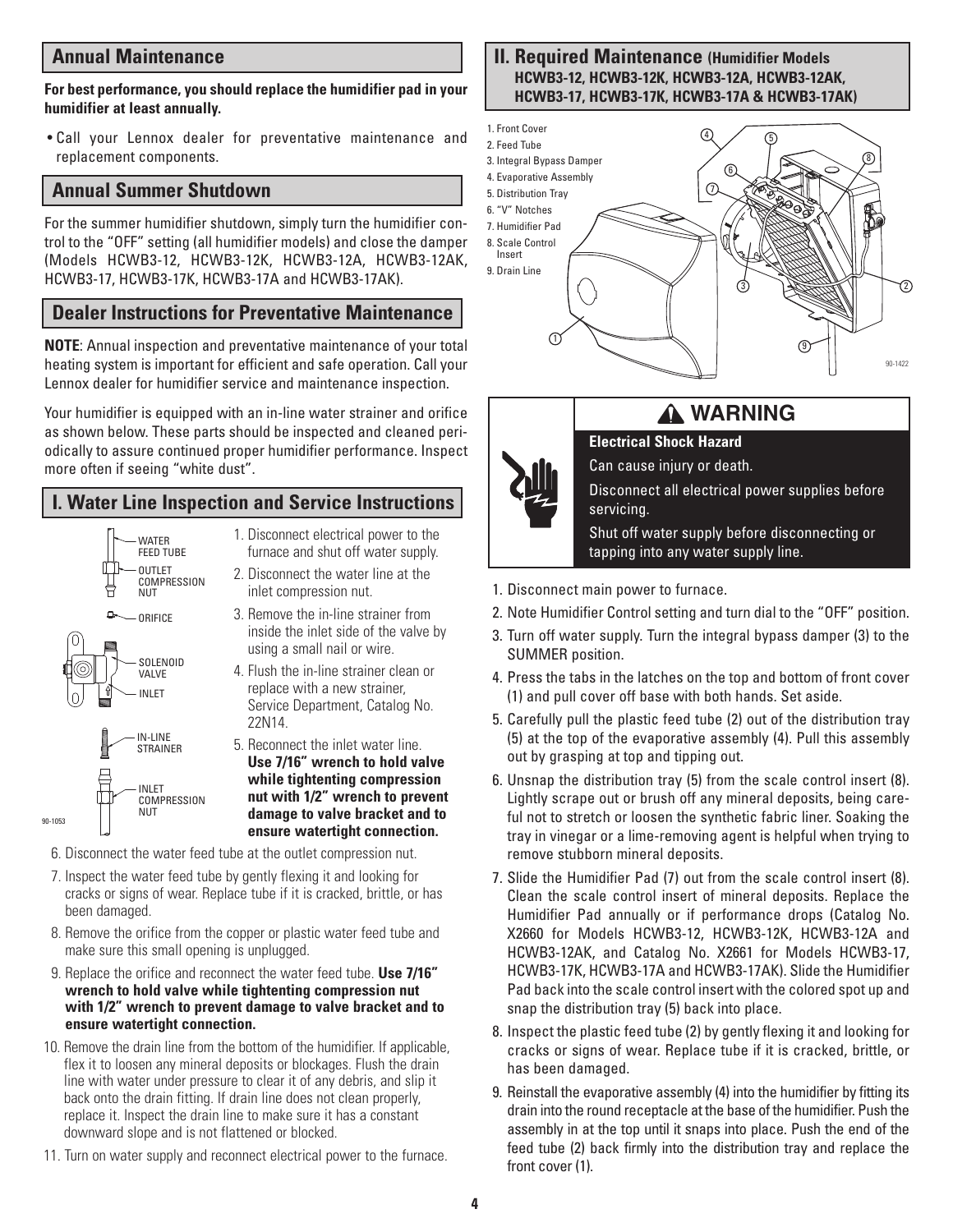## Annual Maintenance

**For best performance, you should replace the humidifier pad in your humidifier at least annually.**

- Call your Lennox dealer for preventative maintenance and replacement components.

## Annual Summer Shutdown

For the summer humidifier shutdown, simply turn the humidifier control to the "OFF" setting (all humidifier models) and close the damper (Models HCWB3-12, HCWB3-12K, HCWB3-12A, HCWB3-12AK, HCWB3-17, HCWB3-17K, HCWB3-17A and HCWB3-17AK).

## Dealer Instructions for Preventative Maintenance

**NOTE**: Annual inspection and preventative maintenance of your total heating system is important for efficient and safe operation. Call your Lennox dealer for humidifier service and maintenance inspection.

Your humidifier is equipped with an in-line water strainer and orifice as shown below. These parts should be inspected and cleaned periodically to assure continued proper humidifier performance. Inspect more often if seeing "white dust".

## I. Water Line Inspection and Service Instructions

WATER FEED TUBE
OUTLET COMPRESSION NUT
ORIFICE
SOLENOID VALVE
INLET
IN-LINE STRAINER
INLET COMPRESSION NUT

90-1053

1. Disconnect electrical power to the furnace and shut off water supply.
2. Disconnect the water line at the inlet compression nut.
3. Remove the in-line strainer from inside the inlet side of the valve by using a small nail or wire.
4. Flush the in-line strainer clean or replace with a new strainer, Service Department, Catalog No. 22N14.
5. Reconnect the inlet water line. **Use 7/16" wrench to hold valve while tightening compression nut with 1/2" wrench to prevent damage to valve bracket and to ensure watertight connection.**
6. Disconnect the water feed tube at the outlet compression nut.
7. Inspect the water feed tube by gently flexing it and looking for cracks or signs of wear. Replace tube if it is cracked, brittle, or has been damaged.
8. Remove the orifice from the copper or plastic water feed tube and make sure this small opening is unplugged.
9. Replace the orifice and reconnect the water feed tube. **Use 7/16" wrench to hold valve while tightenting compression nut with 1/2" wrench to prevent damage to valve bracket and to ensure watertight connection.**
10. Remove the drain line from the bottom of the humidifier. If applicable, flex it to loosen any mineral deposits or blockages. Flush the drain line with water under pressure to clear it of any debris, and slip it back onto the drain fitting. If drain line does not clean properly, replace it. Inspect the drain line to make sure it has a constant downward slope and is not flattened or blocked.
11. Turn on water supply and reconnect electrical power to the furnace.

## II. Required Maintenance (Humidifier Models HCWB3-12, HCWB3-12K, HCWB3-12A, HCWB3-12AK, HCWB3-17, HCWB3-17K, HCWB3-17A & HCWB3-17AK)

1. Front Cover
2. Feed Tube
3. Integral Bypass Damper
4. Evaporative Assembly
5. Distribution Tray
6. "V" Notches
7. Humidifier Pad
8. Scale Control Insert
9. Drain Line

90-1422

**⚠ WARNING**

**Electrical Shock Hazard**

Can cause injury or death.

Disconnect all electrical power supplies before servicing.

Shut off water supply before disconnecting or tapping into any water supply line.

1. Disconnect main power to furnace.
2. Note Humidifier Control setting and turn dial to the "OFF" position.
3. Turn off water supply. Turn the integral bypass damper (3) to the SUMMER position.
4. Press the tabs in the latches on the top and bottom of front cover (1) and pull cover off base with both hands. Set aside.
5. Carefully pull the plastic feed tube (2) out of the distribution tray (5) at the top of the evaporative assembly (4). Pull this assembly out by grasping at top and tipping out.
6. Unsnap the distribution tray (5) from the scale control insert (8). Lightly scrape out or brush off any mineral deposits, being careful not to stretch or loosen the synthetic fabric liner. Soaking the tray in vinegar or a lime-removing agent is helpful when trying to remove stubborn mineral deposits.
7. Slide the Humidifier Pad (7) out from the scale control insert (8). Clean the scale control insert of mineral deposits. Replace the Humidifier Pad annually or if performance drops (Catalog No. X2660 for Models HCWB3-12, HCWB3-12K, HCWB3-12A and HCWB3-12AK, and Catalog No. X2661 for Models HCWB3-17, HCWB3-17K, HCWB3-17A and HCWB3-17AK). Slide the Humidifier Pad back into the scale control insert with the colored spot up and snap the distribution tray (5) back into place.
8. Inspect the plastic feed tube (2) by gently flexing it and looking for cracks or signs of wear. Replace tube if it is cracked, brittle, or has been damaged.
9. Reinstall the evaporative assembly (4) into the humidifier by fitting its drain into the round receptacle at the base of the humidifier. Push the assembly in at the top until it snaps into place. Push the end of the feed tube (2) back firmly into the distribution tray and replace the front cover (1).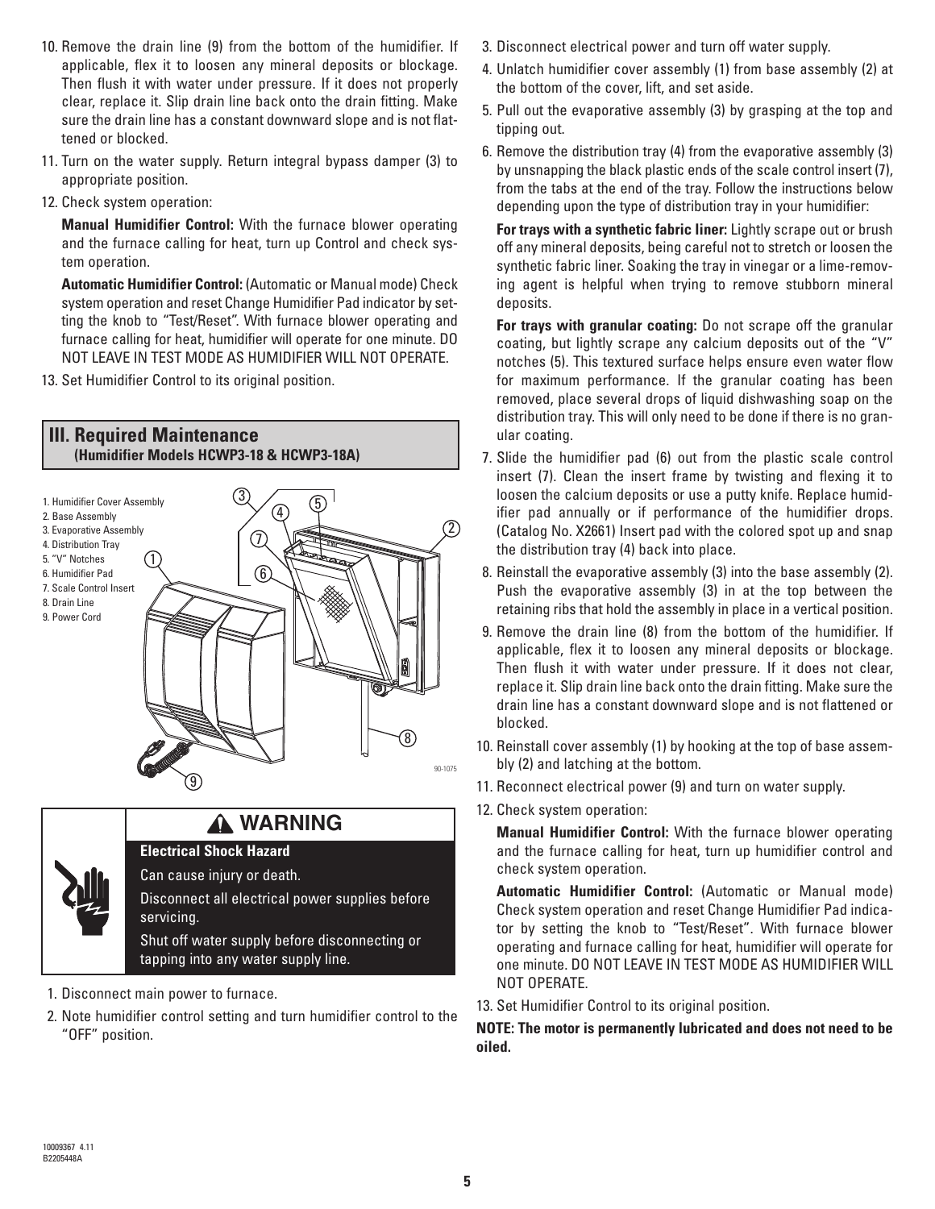10. Remove the drain line (9) from the bottom of the humidifier. If applicable, flex it to loosen any mineral deposits or blockage. Then flush it with water under pressure. If it does not properly clear, replace it. Slip drain line back onto the drain fitting. Make sure the drain line has a constant downward slope and is not flattened or blocked.
11. Turn on the water supply. Return integral bypass damper (3) to appropriate position.
12. Check system operation:

    **Manual Humidifier Control:** With the furnace blower operating and the furnace calling for heat, turn up Control and check system operation.

    **Automatic Humidifier Control:** (Automatic or Manual mode) Check system operation and reset Change Humidifier Pad indicator by setting the knob to "Test/Reset". With furnace blower operating and furnace calling for heat, humidifier will operate for one minute. DO NOT LEAVE IN TEST MODE AS HUMIDIFIER WILL NOT OPERATE.
13. Set Humidifier Control to its original position.

## III. Required Maintenance
### (Humidifier Models HCWP3-18 & HCWP3-18A)

1. Humidifier Cover Assembly
2. Base Assembly
3. Evaporative Assembly
4. Distribution Tray
5. "V" Notches
6. Humidifier Pad
7. Scale Control Insert
8. Drain Line
9. Power Cord

90-1075

**⚠ WARNING**

**Electrical Shock Hazard**

Can cause injury or death.

Disconnect all electrical power supplies before servicing.

Shut off water supply before disconnecting or tapping into any water supply line.

1. Disconnect main power to furnace.
2. Note humidifier control setting and turn humidifier control to the "OFF" position.
3. Disconnect electrical power and turn off water supply.
4. Unlatch humidifier cover assembly (1) from base assembly (2) at the bottom of the cover, lift, and set aside.
5. Pull out the evaporative assembly (3) by grasping at the top and tipping out.
6. Remove the distribution tray (4) from the evaporative assembly (3) by unsnapping the black plastic ends of the scale control insert (7), from the tabs at the end of the tray. Follow the instructions below depending upon the type of distribution tray in your humidifier:

   **For trays with a synthetic fabric liner:** Lightly scrape out or brush off any mineral deposits, being careful not to stretch or loosen the synthetic fabric liner. Soaking the tray in vinegar or a lime-removing agent is helpful when trying to remove stubborn mineral deposits.

   **For trays with granular coating:** Do not scrape off the granular coating, but lightly scrape any calcium deposits out of the "V" notches (5). This textured surface helps ensure even water flow for maximum performance. If the granular coating has been removed, place several drops of liquid dishwashing soap on the distribution tray. This will only need to be done if there is no granular coating.
7. Slide the humidifier pad (6) out from the plastic scale control insert (7). Clean the insert frame by twisting and flexing it to loosen the calcium deposits or use a putty knife. Replace humidifier pad annually or if performance of the humidifier drops. (Catalog No. X2661) Insert pad with the colored spot up and snap the distribution tray (4) back into place.
8. Reinstall the evaporative assembly (3) into the base assembly (2). Push the evaporative assembly (3) in at the top between the retaining ribs that hold the assembly in place in a vertical position.
9. Remove the drain line (8) from the bottom of the humidifier. If applicable, flex it to loosen any mineral deposits or blockage. Then flush it with water under pressure. If it does not clear, replace it. Slip drain line back onto the drain fitting. Make sure the drain line has a constant downward slope and is not flattened or blocked.
10. Reinstall cover assembly (1) by hooking at the top of base assembly (2) and latching at the bottom.
11. Reconnect electrical power (9) and turn on water supply.
12. Check system operation:

    **Manual Humidifier Control:** With the furnace blower operating and the furnace calling for heat, turn up humidifier control and check system operation.

    **Automatic Humidifier Control:** (Automatic or Manual mode) Check system operation and reset Change Humidifier Pad indicator by setting the knob to "Test/Reset". With furnace blower operating and furnace calling for heat, humidifier will operate for one minute. DO NOT LEAVE IN TEST MODE AS HUMIDIFIER WILL NOT OPERATE.
13. Set Humidifier Control to its original position.

**NOTE: The motor is permanently lubricated and does not need to be oiled.**

10009367 4.11
B2205448A